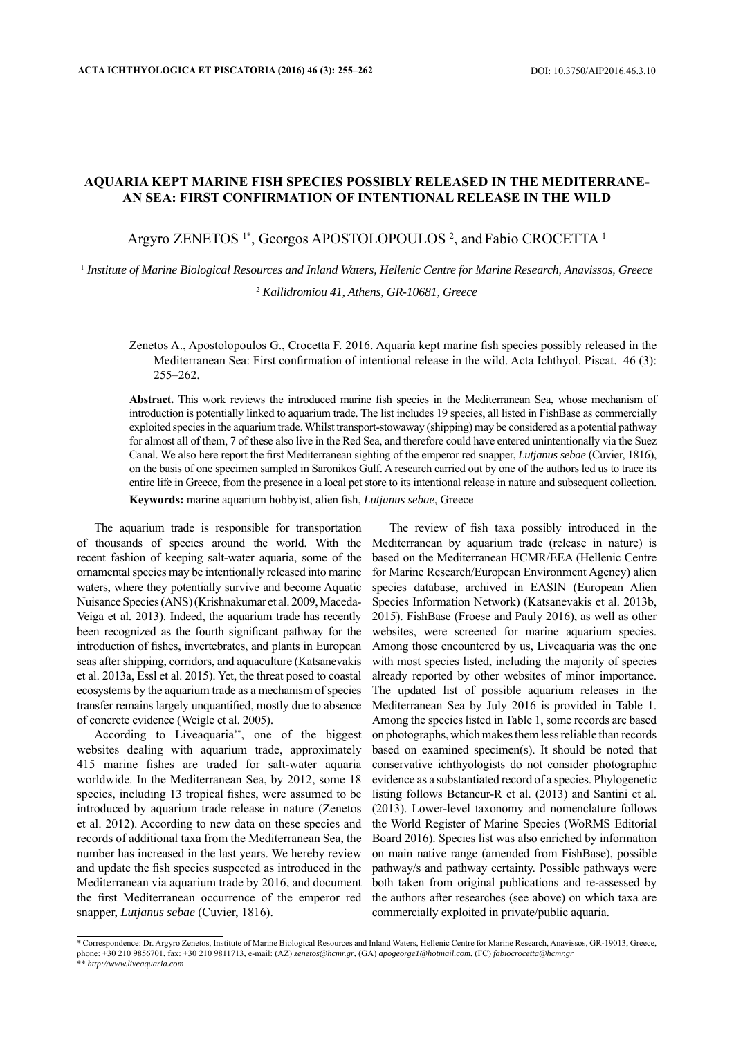# AQUARIA KEPT MARINE FISH SPECIES POSSIBLY RELEASED IN THE MEDITERRANEAN SEA: FIRST CONFIRMATION OF INTENTIONAL RELEASE IN THE WILD

Argyro ZENETOS [1*], Georgos APOSTOLOPOULOS [2], and Fabio CROCETTA [1]

[1] *Institute of Marine Biological Resources and Inland Waters, Hellenic Centre for Marine Research, Anavissos, Greece*

[2] *Kallidromiou 41, Athens, GR-10681, Greece*

Zenetos A., Apostolopoulos G., Crocetta F. 2016. Aquaria kept marine fish species possibly released in the Mediterranean Sea: First confirmation of intentional release in the wild. Acta Ichthyol. Piscat. 46 (3): 255–262.

**Abstract.** This work reviews the introduced marine fish species in the Mediterranean Sea, whose mechanism of introduction is potentially linked to aquarium trade. The list includes 19 species, all listed in FishBase as commercially exploited species in the aquarium trade. Whilst transport-stowaway (shipping) may be considered as a potential pathway for almost all of them, 7 of these also live in the Red Sea, and therefore could have entered unintentionally via the Suez Canal. We also here report the first Mediterranean sighting of the emperor red snapper, *Lutjanus sebae* (Cuvier, 1816), on the basis of one specimen sampled in Saronikos Gulf. A research carried out by one of the authors led us to trace its entire life in Greece, from the presence in a local pet store to its intentional release in nature and subsequent collection.

**Keywords:** marine aquarium hobbyist, alien fish, *Lutjanus sebae*, Greece

The aquarium trade is responsible for transportation of thousands of species around the world. With the recent fashion of keeping salt-water aquaria, some of the ornamental species may be intentionally released into marine waters, where they potentially survive and become Aquatic Nuisance Species (ANS) (Krishnakumar et al. 2009, Maceda-Veiga et al. 2013). Indeed, the aquarium trade has recently been recognized as the fourth significant pathway for the introduction of fishes, invertebrates, and plants in European seas after shipping, corridors, and aquaculture (Katsanevakis et al. 2013a, Essl et al. 2015). Yet, the threat posed to coastal ecosystems by the aquarium trade as a mechanism of species transfer remains largely unquantified, mostly due to absence of concrete evidence (Weigle et al. 2005).

According to Liveaquaria[**], one of the biggest websites dealing with aquarium trade, approximately 415 marine fishes are traded for salt-water aquaria worldwide. In the Mediterranean Sea, by 2012, some 18 species, including 13 tropical fishes, were assumed to be introduced by aquarium trade release in nature (Zenetos et al. 2012). According to new data on these species and records of additional taxa from the Mediterranean Sea, the number has increased in the last years. We hereby review and update the fish species suspected as introduced in the Mediterranean via aquarium trade by 2016, and document the first Mediterranean occurrence of the emperor red snapper, *Lutjanus sebae* (Cuvier, 1816).

The review of fish taxa possibly introduced in the Mediterranean by aquarium trade (release in nature) is based on the Mediterranean HCMR/EEA (Hellenic Centre for Marine Research/European Environment Agency) alien species database, archived in EASIN (European Alien Species Information Network) (Katsanevakis et al. 2013b, 2015). FishBase (Froese and Pauly 2016), as well as other websites, were screened for marine aquarium species. Among those encountered by us, Liveaquaria was the one with most species listed, including the majority of species already reported by other websites of minor importance. The updated list of possible aquarium releases in the Mediterranean Sea by July 2016 is provided in Table 1. Among the species listed in Table 1, some records are based on photographs, which makes them less reliable than records based on examined specimen(s). It should be noted that conservative ichthyologists do not consider photogenetic evidence as a substantiated record of a species. Phylogenetic listing follows Betancur-R et al. (2013) and Santini et al. (2013). Lower-level taxonomy and nomenclature follows the World Register of Marine Species (WoRMS Editorial Board 2016). Species list was also enriched by information on main native range (amended from FishBase), possible pathway/s and pathway certainty. Possible pathways were both taken from original publications and re-assessed by the authors after researches (see above) on which taxa are commercially exploited in private/public aquaria.

---

\* Correspondence: Dr. Argyro Zenetos, Institute of Marine Biological Resources and Inland Waters, Hellenic Centre for Marine Research, Anavissos, GR-19013, Greece, phone: +30 210 9856701, fax: +30 210 9811713, e-mail: (AZ) *zenetos@hcmr.gr*, (GA) *apogeorge1@hotmail.com*, (FC) *fabiocrocetta@hcmr.gr*

\*\* *http://www.liveaquaria.com*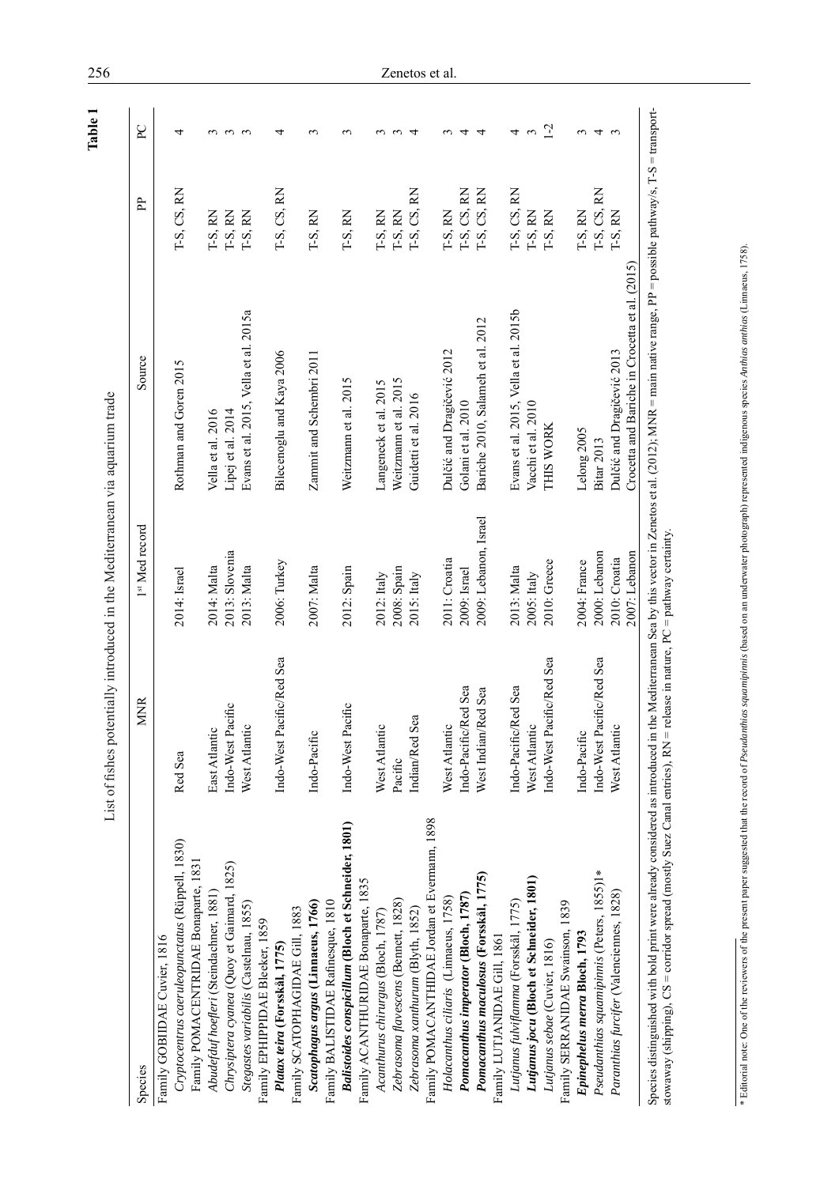**Table 1**

List of fishes potentially introduced in the Mediterranean via aquarium trade

| Species | MNR | 1st Med record | Source | PP | PC |
|---|---|---|---|---|---|
| Family GOBIIDAE Cuvier, 1816 | | | | | |
| *Cryptocentrus caeruleopunctatus* (Rüppell, 1830) | Red Sea | 2014: Israel | Rothman and Goren 2015 | T-S, CS, RN | 4 |
| Family POMACENTRIDAE Bonaparte, 1831 | | | | | |
| *Abudefduf hoefleri* (Steindachner, 1881) | East Atlantic | 2014: Malta | Vella et al. 2016 | T-S, RN | 3 |
| *Chrysiptera cyanea* (Quoy et Gaimard, 1825) | Indo-West Pacific | 2013: Slovenia | Lipej et al. 2014 | T-S, RN | 3 |
| *Stegastes variabilis* (Castelnau, 1855) | West Atlantic | 2013: Malta | Evans et al. 2015, Vella et al. 2015a | T-S, RN | 3 |
| Family EPHIPPIDAE Bleeker, 1859 | | | | | |
| ***Platax teira* (Forsskål, 1775)** | Indo-West Pacific/Red Sea | 2006: Turkey | Bilecenoglu and Kaya 2006 | T-S, CS, RN | 4 |
| Family SCATOPHAGIDAE Gill, 1883 | | | | | |
| ***Scatophagus argus* (Linnaeus, 1766)** | Indo-Pacific | 2007: Malta | Zammit and Schembri 2011 | T-S, RN | 3 |
| Family BALISTIDAE Rafinesque, 1810 | | | | | |
| ***Balistoides conspicillum* (Bloch et Schneider, 1801)** | Indo-West Pacific | 2012: Spain | Weitzmann et al. 2015 | T-S, RN | 3 |
| Family ACANTHURIDAE Bonaparte, 1835 | | | | | |
| *Acanthurus chirurgus* (Bloch, 1787) | West Atlantic | 2012: Italy | Langeneck et al. 2015 | T-S, RN | 3 |
| *Zebrasoma flavescens* (Bennett, 1828) | Pacific | 2008: Spain | Weitzmann et al. 2015 | T-S, RN | 3 |
| *Zebrasoma xanthurum* (Blyth, 1852) | Indian/Red Sea | 2015: Italy | Guidetti et al. 2016 | T-S, CS, RN | 4 |
| Family POMACANTHIDAE Jordan et Evermann, 1898 | | | | | |
| *Holacanthus ciliaris* (Linnaeus, 1758) | West Atlantic | 2011: Croatia | Dulčić and Dragičević 2012 | T-S, RN | 3 |
| ***Pomacanthus imperator* (Bloch, 1787)** | Indo-Pacific/Red Sea | 2009: Israel | Golani et al. 2010 | T-S, CS, RN | 4 |
| ***Pomacanthus maculosus* (Forsskål, 1775)** | West Indian/Red Sea | 2009: Lebanon, Israel | Bariche 2010, Salameh et al. 2012 | T-S, CS, RN | 4 |
| Family LUTJANIDAE Gill, 1861 | | | | | |
| *Lutjanus fulviflamma* (Forsskål, 1775) | Indo-Pacific/Red Sea | 2013: Malta | Evans et al. 2015, Vella et al. 2015b | T-S, CS, RN | 4 |
| ***Lutjanus jocu* (Bloch et Schneider, 1801)** | West Atlantic | 2005: Italy | Vacchi et al. 2010 | T-S, RN | 3 |
| *Lutjanus sebae* (Cuvier, 1816) | Indo-West Pacific/Red Sea | 2010: Greece | THIS WORK | T-S, RN | 1-2 |
| Family SERRANIDAE Swainson, 1839 | | | | | |
| ***Epinephelus merra* Bloch, 1793** | Indo-Pacific | 2004: France | Lelong 2005 | T-S, RN | 3 |
| *Pseudanthias squamipinnis* (Peters, 1855)]* | Indo-West Pacific/Red Sea | 2000: Lebanon | Bitar 2013 | T-S, CS, RN | 4 |
| *Paranthias furcifer* (Valenciennes, 1828) | West Atlantic | 2010: Croatia | Dulčić and Dragičević 2013 | T-S, RN | 3 |
| | | 2007: Lebanon | Crocetta and Bariche in Crocetta et al. (2015) | | |

Species distinguished with bold print were already considered as introduced in the Mediterranean Sea by this vector in Zenetos et al. (2012); MNR = main native range, PP = possible pathway/s, T-S = transport-stowaway (shipping), CS = corridor spread (mostly Suez Canal entries), RN = release in nature, PC = pathway certainty.

* Editorial note: One of the reviewers of the present paper suggested that the record of *Pseudanthias squamipinnis* (based on an underwater photograph) represented indigenous species *Anthias anthias* (Linnaeus, 1758).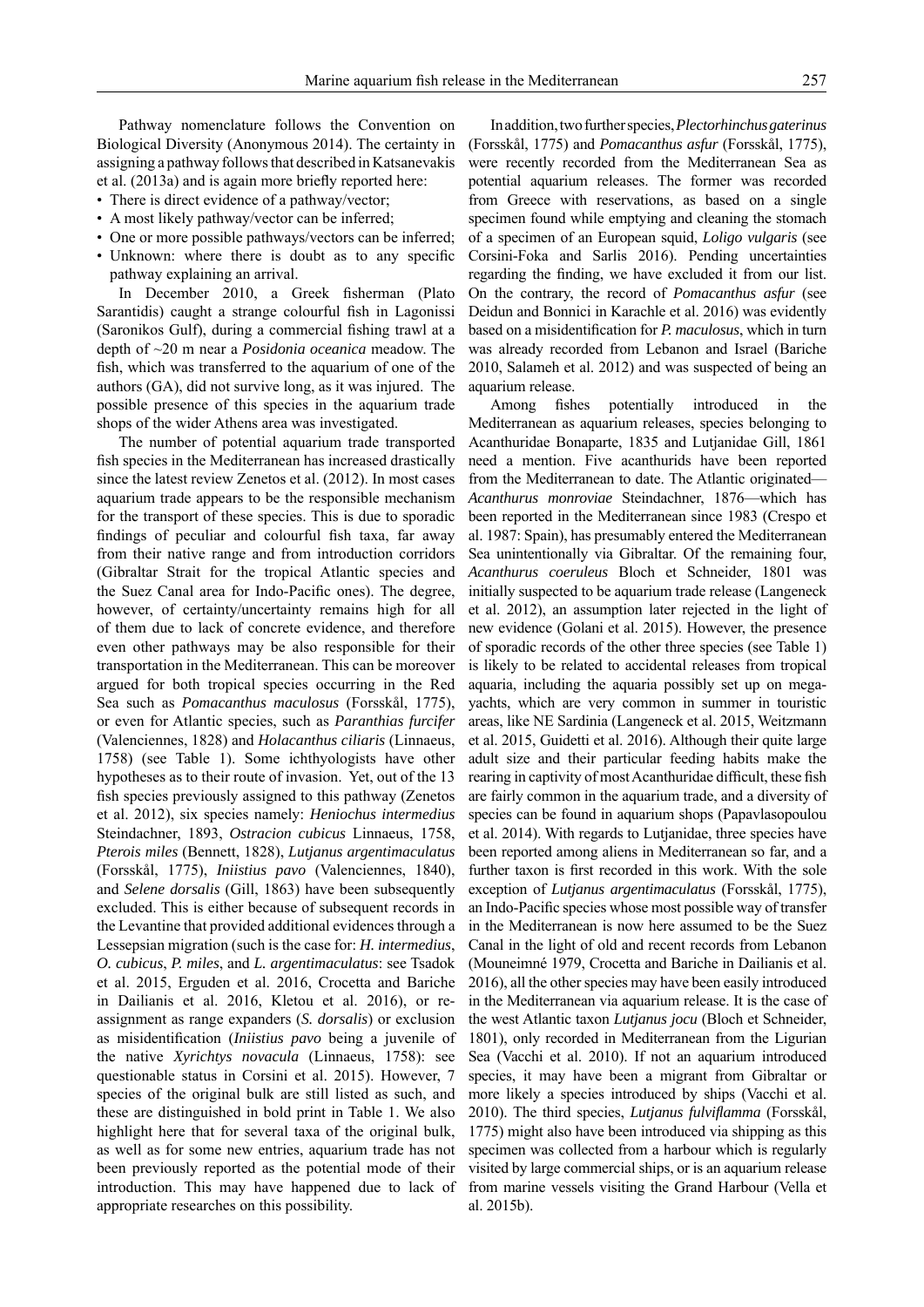Pathway nomenclature follows the Convention on Biological Diversity (Anonymous 2014). The certainty in assigning a pathway follows that described in Katsanevakis et al. (2013a) and is again more briefly reported here:

- There is direct evidence of a pathway/vector;
- A most likely pathway/vector can be inferred;
- One or more possible pathways/vectors can be inferred;
- Unknown: where there is doubt as to any specific pathway explaining an arrival.

In December 2010, a Greek fisherman (Plato Sarantidis) caught a strange colourful fish in Lagonissi (Saronikos Gulf), during a commercial fishing trawl at a depth of ~20 m near a *Posidonia oceanica* meadow. The fish, which was transferred to the aquarium of one of the authors (GA), did not survive long, as it was injured. The possible presence of this species in the aquarium trade shops of the wider Athens area was investigated.

The number of potential aquarium trade transported fish species in the Mediterranean has increased drastically since the latest review Zenetos et al. (2012). In most cases aquarium trade appears to be the responsible mechanism for the transport of these species. This is due to sporadic findings of peculiar and colourful fish taxa, far away from their native range and from introduction corridors (Gibraltar Strait for the tropical Atlantic species and the Suez Canal area for Indo-Pacific ones). The degree, however, of certainty/uncertainty remains high for all of them due to lack of concrete evidence, and therefore even other pathways may be also responsible for their transportation in the Mediterranean. This can be moreover argued for both tropical species occurring in the Red Sea such as *Pomacanthus maculosus* (Forsskål, 1775), or even for Atlantic species, such as *Paranthias furcifer* (Valenciennes, 1828) and *Holacanthus ciliaris* (Linnaeus, 1758) (see Table 1). Some ichthyologists have other hypotheses as to their route of invasion. Yet, out of the 13 fish species previously assigned to this pathway (Zenetos et al. 2012), six species namely: *Heniochus intermedius* Steindachner, 1893, *Ostracion cubicus* Linnaeus, 1758, *Pterois miles* (Bennett, 1828), *Lutjanus argentimaculatus* (Forsskål, 1775), *Iniistius pavo* (Valenciennes, 1840), and *Selene dorsalis* (Gill, 1863) have been subsequently excluded. This is either because of subsequent records in the Levantine that provided additional evidences through a Lessepsian migration (such is the case for: *H. intermedius*, *O. cubicus*, *P. miles*, and *L. argentimaculatus*: see Tsadok et al. 2015, Erguden et al. 2016, Crocetta and Bariche in Dailianis et al. 2016, Kletou et al. 2016), or re-assignment as range expanders (*S. dorsalis*) or exclusion as misidentification (*Iniistius pavo* being a juvenile of the native *Xyrichtys novacula* (Linnaeus, 1758): see questionable status in Corsini et al. 2015). However, 7 species of the original bulk are still listed as such, and these are distinguished in bold print in Table 1. We also highlight here that for several taxa of the original bulk, as well as for some new entries, aquarium trade has not been previously reported as the potential mode of their introduction. This may have happened due to lack of appropriate researches on this possibility.

In addition, two further species, *Plectorhinchus gaterinus* (Forsskål, 1775) and *Pomacanthus asfur* (Forsskål, 1775), were recently recorded from the Mediterranean Sea as potential aquarium releases. The former was recorded from Greece with reservations, as based on a single specimen found while emptying and cleaning the stomach of a specimen of an European squid, *Loligo vulgaris* (see Corsini-Foka and Sarlis 2016). Pending uncertainties regarding the finding, we have excluded it from our list. On the contrary, the record of *Pomacanthus asfur* (see Deidun and Bonnici in Karachle et al. 2016) was evidently based on a misidentification for *P. maculosus*, which in turn was already recorded from Lebanon and Israel (Bariche 2010, Salameh et al. 2012) and was suspected of being an aquarium release.

Among fishes potentially introduced in the Mediterranean as aquarium releases, species belonging to Acanthuridae Bonaparte, 1835 and Lutjanidae Gill, 1861 need a mention. Five acanthurids have been reported from the Mediterranean to date. The Atlantic originated—*Acanthurus monroviae* Steindachner, 1876—which has been reported in the Mediterranean since 1983 (Crespo et al. 1987: Spain), has presumably entered the Mediterranean Sea unintentionally via Gibraltar. Of the remaining four, *Acanthurus coeruleus* Bloch et Schneider, 1801 was initially suspected to be aquarium trade release (Langeneck et al. 2012), an assumption later rejected in the light of new evidence (Golani et al. 2015). However, the presence of sporadic records of the other three species (see Table 1) is likely to be related to accidental releases from tropical aquaria, including the aquaria possibly set up on mega-yachts, which are very common in summer in touristic areas, like NE Sardinia (Langeneck et al. 2015, Weitzmann et al. 2015, Guidetti et al. 2016). Although their quite large adult size and their particular feeding habits make the rearing in captivity of most Acanthuridae difficult, these fish are fairly common in the aquarium trade, and a diversity of species can be found in aquarium shops (Papavlasopoulou et al. 2014). With regards to Lutjanidae, three species have been reported among aliens in Mediterranean so far, and a further taxon is first recorded in this work. With the sole exception of *Lutjanus argentimaculatus* (Forsskål, 1775), an Indo-Pacific species whose most possible way of transfer in the Mediterranean is now here assumed to be the Suez Canal in the light of old and recent records from Lebanon (Mouneimné 1979, Crocetta and Bariche in Dailianis et al. 2016), all the other species may have been easily introduced in the Mediterranean via aquarium release. It is the case of the west Atlantic taxon *Lutjanus jocu* (Bloch et Schneider, 1801), only recorded in Mediterranean from the Ligurian Sea (Vacchi et al. 2010). If not an aquarium introduced species, it may have been a migrant from Gibraltar or more likely a species introduced by ships (Vacchi et al. 2010). The third species, *Lutjanus fulviflamma* (Forsskål, 1775) might also have been introduced via shipping as this specimen was collected from a harbour which is regularly visited by large commercial ships, or is an aquarium release from marine vessels visiting the Grand Harbour (Vella et al. 2015b).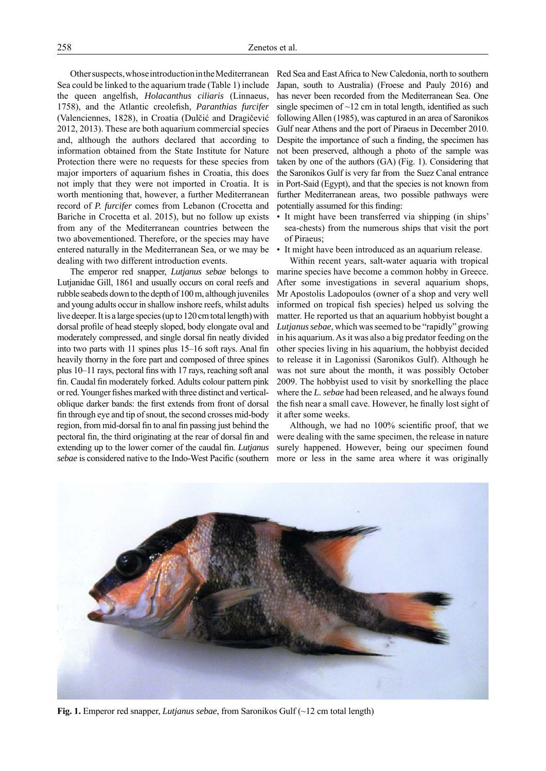Other suspects, whose introduction in the Mediterranean Sea could be linked to the aquarium trade (Table 1) include the queen angelfish, *Holacanthus ciliaris* (Linnaeus, 1758), and the Atlantic creolefish, *Paranthias furcifer* (Valenciennes, 1828), in Croatia (Dulčić and Dragičević 2012, 2013). These are both aquarium commercial species and, although the authors declared that according to information obtained from the State Institute for Nature Protection there were no requests for these species from major importers of aquarium fishes in Croatia, this does not imply that they were not imported in Croatia. It is worth mentioning that, however, a further Mediterranean record of *P. furcifer* comes from Lebanon (Crocetta and Bariche in Crocetta et al. 2015), but no follow up exists from any of the Mediterranean countries between the two abovementioned. Therefore, or the species may have entered naturally in the Mediterranean Sea, or we may be dealing with two different introduction events.

The emperor red snapper, *Lutjanus sebae* belongs to Lutjanidae Gill, 1861 and usually occurs on coral reefs and rubble seabeds down to the depth of 100 m, although juveniles and young adults occur in shallow inshore reefs, whilst adults live deeper. It is a large species (up to 120 cm total length) with dorsal profile of head steeply sloped, body elongate oval and moderately compressed, and single dorsal fin neatly divided into two parts with 11 spines plus 15–16 soft rays. Anal fin heavily thorny in the fore part and composed of three spines plus 10–11 rays, pectoral fins with 17 rays, reaching soft anal fin. Caudal fin moderately forked. Adults colour pattern pink or red. Younger fishes marked with three distinct and vertical-oblique darker bands: the first extends from front of dorsal fin through eye and tip of snout, the second crosses mid-body region, from mid-dorsal fin to anal fin passing just behind the pectoral fin, the third originating at the rear of dorsal fin and extending up to the lower corner of the caudal fin. *Lutjanus sebae* is considered native to the Indo-West Pacific (southern Red Sea and East Africa to New Caledonia, north to southern Japan, south to Australia) (Froese and Pauly 2016) and has never been recorded from the Mediterranean Sea. One single specimen of ~12 cm in total length, identified as such following Allen (1985), was captured in an area of Saronikos Gulf near Athens and the port of Piraeus in December 2010. Despite the importance of such a finding, the specimen has not been preserved, although a photo of the sample was taken by one of the authors (GA) (Fig. 1). Considering that the Saronikos Gulf is very far from the Suez Canal entrance in Port-Said (Egypt), and that the species is not known from further Mediterranean areas, two possible pathways were potentially assumed for this finding:

- It might have been transferred via shipping (in ships' sea-chests) from the numerous ships that visit the port of Piraeus;
- It might have been introduced as an aquarium release.

Within recent years, salt-water aquaria with tropical marine species have become a common hobby in Greece. After some investigations in several aquarium shops, Mr Apostolis Ladopoulos (owner of a shop and very well informed on tropical fish species) helped us solving the matter. He reported us that an aquarium hobbyist bought a *Lutjanus sebae*, which was seemed to be "rapidly" growing in his aquarium. As it was also a big predator feeding on the other species living in his aquarium, the hobbyist decided to release it in Lagonissi (Saronikos Gulf). Although he was not sure about the month, it was possibly October 2009. The hobbyist used to visit by snorkelling the place where the *L. sebae* had been released, and he always found the fish near a small cave. However, he finally lost sight of it after some weeks.

Although, we had no 100% scientific proof, that we were dealing with the same specimen, the release in nature surely happened. However, being our specimen found more or less in the same area where it was originally

**Fig. 1.** Emperor red snapper, *Lutjanus sebae*, from Saronikos Gulf (~12 cm total length)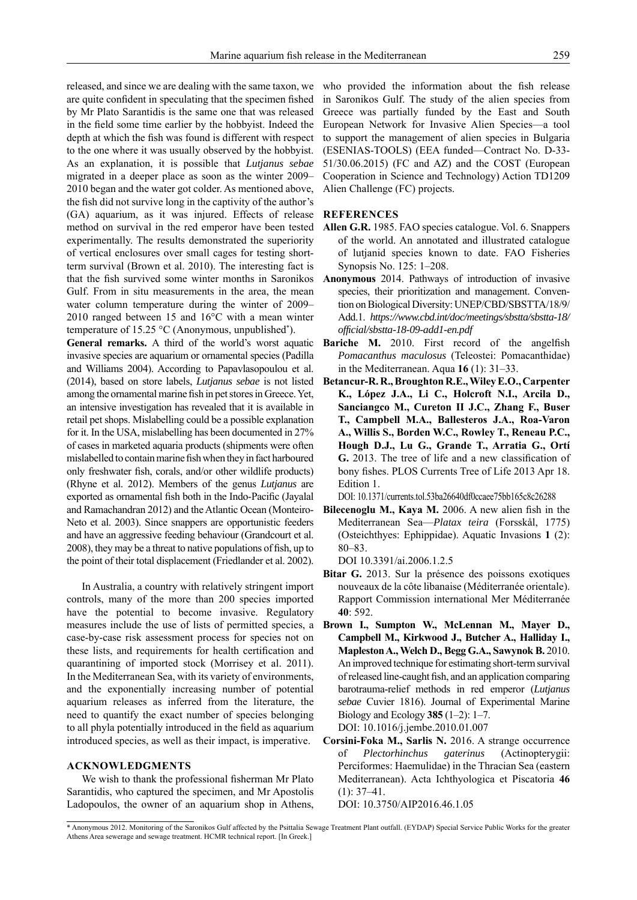released, and since we are dealing with the same taxon, we are quite confident in speculating that the specimen fished by Mr Plato Sarantidis is the same one that was released in the field some time earlier by the hobbyist. Indeed the depth at which the fish was found is different with respect to the one where it was usually observed by the hobbyist. As an explanation, it is possible that *Lutjanus sebae* migrated in a deeper place as soon as the winter 2009–2010 began and the water got colder. As mentioned above, the fish did not survive long in the captivity of the author's (GA) aquarium, as it was injured. Effects of release method on survival in the red emperor have been tested experimentally. The results demonstrated the superiority of vertical enclosures over small cages for testing short-term survival (Brown et al. 2010). The interesting fact is that the fish survived some winter months in Saronikos Gulf. From in situ measurements in the area, the mean water column temperature during the winter of 2009–2010 ranged between 15 and 16°C with a mean winter temperature of 15.25 °C (Anonymous, unpublished*).

**General remarks.** A third of the world's worst aquatic invasive species are aquarium or ornamental species (Padilla and Williams 2004). According to Papavlasopoulou et al. (2014), based on store labels, *Lutjanus sebae* is not listed among the ornamental marine fish in pet stores in Greece. Yet, an intensive investigation has revealed that it is available in retail pet shops. Mislabelling could be a possible explanation for it. In the USA, mislabelling has been documented in 27% of cases in marketed aquaria products (shipments were often mislabelled to contain marine fish when they in fact harboured only freshwater fish, corals, and/or other wildlife products) (Rhyne et al. 2012). Members of the genus *Lutjanus* are exported as ornamental fish both in the Indo-Pacific (Jayalal and Ramachandran 2012) and the Atlantic Ocean (Monteiro-Neto et al. 2003). Since snappers are opportunistic feeders and have an aggressive feeding behaviour (Grandcourt et al. 2008), they may be a threat to native populations of fish, up to the point of their total displacement (Friedlander et al. 2002).

In Australia, a country with relatively stringent import controls, many of the more than 200 species imported have the potential to become invasive. Regulatory measures include the use of lists of permitted species, a case-by-case risk assessment process for species not on these lists, and requirements for health certification and quarantining of imported stock (Morrisey et al. 2011). In the Mediterranean Sea, with its variety of environments, and the exponentially increasing number of potential aquarium releases as inferred from the literature, the need to quantify the exact number of species belonging to all phyla potentially introduced in the field as aquarium introduced species, as well as their impact, is imperative.

## ACKNOWLEDGMENTS

We wish to thank the professional fisherman Mr Plato Sarantidis, who captured the specimen, and Mr Apostolis Ladopoulos, the owner of an aquarium shop in Athens, who provided the information about the fish release in Saronikos Gulf. The study of the alien species from Greece was partially funded by the East and South European Network for Invasive Alien Species—a tool to support the management of alien species in Bulgaria (ESENIAS-TOOLS) (EEA funded—Contract No. D-33-51/30.06.2015) (FC and AZ) and the COST (European Cooperation in Science and Technology) Action TD1209 Alien Challenge (FC) projects.

## REFERENCES

**Allen G.R.** 1985. FAO species catalogue. Vol. 6. Snappers of the world. An annotated and illustrated catalogue of lutjanid species known to date. FAO Fisheries Synopsis No. 125: 1–208.

**Anonymous** 2014. Pathways of introduction of invasive species, their prioritization and management. Convention on Biological Diversity: UNEP/CBD/SBSTTA/18/9/Add.1. *https://www.cbd.int/doc/meetings/sbstta/sbstta-18/official/sbstta-18-09-add1-en.pdf*

**Bariche M.** 2010. First record of the angelfish *Pomacanthus maculosus* (Teleostei: Pomacanthidae) in the Mediterranean. Aqua **16** (1): 31–33.

**Betancur-R. R., Broughton R.E., Wiley E.O., Carpenter K., López J.A., Li C., Holcroft N.I., Arcila D., Sanciangco M., Cureton II J.C., Zhang F., Buser T., Campbell M.A., Ballesteros J.A., Roa-Varon A., Willis S., Borden W.C., Rowley T., Reneau P.C., Hough D.J., Lu G., Grande T., Arratia G., Ortí G.** 2013. The tree of life and a new classification of bony fishes. PLOS Currents Tree of Life 2013 Apr 18. Edition 1.
DOI: 10.1371/currents.tol.53ba26640df0ccaee75bb165c8c26288

**Bilecenoglu M., Kaya M.** 2006. A new alien fish in the Mediterranean Sea—*Platax teira* (Forsskål, 1775) (Osteichthyes: Ephippidae). Aquatic Invasions **1** (2): 80–83.
DOI 10.3391/ai.2006.1.2.5

**Bitar G.** 2013. Sur la présence des poissons exotiques nouveaux de la côte libanaise (Méditerranée orientale). Rapport Commission international Mer Méditerranée **40**: 592.

**Brown I., Sumpton W., McLennan M., Mayer D., Campbell M., Kirkwood J., Butcher A., Halliday I., Mapleston A., Welch D., Begg G.A., Sawynok B.** 2010. An improved technique for estimating short-term survival of released line-caught fish, and an application comparing barotrauma-relief methods in red emperor (*Lutjanus sebae* Cuvier 1816). Journal of Experimental Marine Biology and Ecology **385** (1–2): 1–7.
DOI: 10.1016/j.jembe.2010.01.007

**Corsini-Foka M., Sarlis N.** 2016. A strange occurrence of *Plectorhinchus gaterinus* (Actinopterygii: Perciformes: Haemulidae) in the Thracian Sea (eastern Mediterranean). Acta Ichthyologica et Piscatoria **46** (1): 37–41.
DOI: 10.3750/AIP2016.46.1.05

---

\* Anonymous 2012. Monitoring of the Saronikos Gulf affected by the Psittalia Sewage Treatment Plant outfall. (EYDAP) Special Service Public Works for the greater Athens Area sewerage and sewage treatment. HCMR technical report. [In Greek.]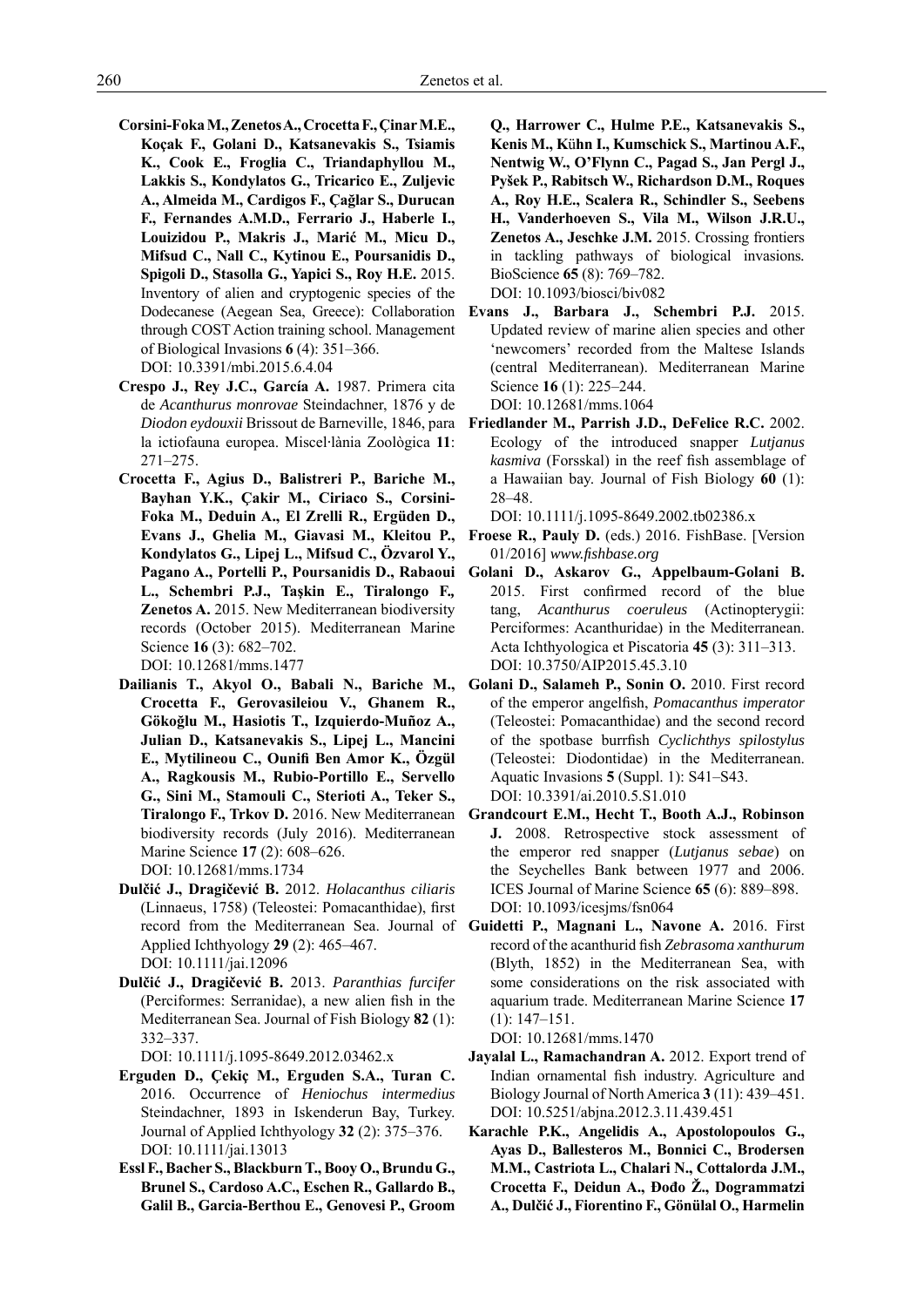**Corsini-Foka M., Zenetos A., Crocetta F., Çinar M.E., Koçak F., Golani D., Katsanevakis S., Tsiamis K., Cook E., Froglia C., Triandaphyllou M., Lakkis S., Kondylatos G., Tricarico E., Zuljevic A., Almeida M., Cardigos F., Çağlar S., Durucan F., Fernandes A.M.D., Ferrario J., Haberle I., Louizidou P., Makris J., Marić M., Micu D., Mifsud C., Nall C., Kytinou E., Poursanidis D., Spigoli D., Stasolla G., Yapici S., Roy H.E.** 2015. Inventory of alien and cryptogenic species of the Dodecanese (Aegean Sea, Greece): Collaboration through COST Action training school. Management of Biological Invasions **6** (4): 351–366. DOI: 10.3391/mbi.2015.6.4.04

**Crespo J., Rey J.C., García A.** 1987. Primera cita de *Acanthurus monrovae* Steindachner, 1876 y de *Diodon eydouxii* Brissout de Barneville, 1846, para la ictiofauna europea. Miscel·lània Zoològica **11**: 271–275.

**Crocetta F., Agius D., Balistreri P., Bariche M., Bayhan Y.K., Çakir M., Ciriaco S., Corsini-Foka M., Deduin A., El Zrelli R., Ergüden D., Evans J., Ghelia M., Giavasi M., Kleitou P., Kondylatos G., Lipej L., Mifsud C., Özvarol Y., Pagano A., Portelli P., Poursanidis D., Rabaoui L., Schembri P.J., Taşkin E., Tiralongo F., Zenetos A.** 2015. New Mediterranean biodiversity records (October 2015). Mediterranean Marine Science **16** (3): 682–702. DOI: 10.12681/mms.1477

**Dailianis T., Akyol O., Babali N., Bariche M., Crocetta F., Gerovasileiou V., Ghanem R., Gökoğlu M., Hasiotis T., Izquierdo-Muñoz A., Julian D., Katsanevakis S., Lipej L., Mancini E., Mytilineou C., Ounifi Ben Amor K., Özgül A., Ragkousis M., Rubio-Portillo E., Servello G., Sini M., Stamouli C., Sterioti A., Teker S., Tiralongo F., Trkov D.** 2016. New Mediterranean biodiversity records (July 2016). Mediterranean Marine Science **17** (2): 608–626. DOI: 10.12681/mms.1734

**Dulčić J., Dragičević B.** 2012. *Holacanthus ciliaris* (Linnaeus, 1758) (Teleostei: Pomacanthidae), first record from the Mediterranean Sea. Journal of Applied Ichthyology **29** (2): 465–467. DOI: 10.1111/jai.12096

**Dulčić J., Dragičević B.** 2013. *Paranthias furcifer* (Perciformes: Serranidae), a new alien fish in the Mediterranean Sea. Journal of Fish Biology **82** (1): 332–337. DOI: 10.1111/j.1095-8649.2012.03462.x

**Erguden D., Çekiç M., Erguden S.A., Turan C.** 2016. Occurrence of *Heniochus intermedius* Steindachner, 1893 in Iskenderun Bay, Turkey. Journal of Applied Ichthyology **32** (2): 375–376. DOI: 10.1111/jai.13013

**Essl F., Bacher S., Blackburn T., Booy O., Brundu G., Brunel S., Cardoso A.C., Eschen R., Gallardo B., Galil B., Garcia-Berthou E., Genovesi P., Groom Q., Harrower C., Hulme P.E., Katsanevakis S., Kenis M., Kühn I., Kumschick S., Martinou A.F., Nentwig W., O'Flynn C., Pagad S., Jan Pergl J., Pyšek P., Rabitsch W., Richardson D.M., Roques A., Roy H.E., Scalera R., Schindler S., Seebens H., Vanderhoeven S., Vila M., Wilson J.R.U., Zenetos A., Jeschke J.M.** 2015. Crossing frontiers in tackling pathways of biological invasions. BioScience **65** (8): 769–782. DOI: 10.1093/biosci/biv082

**Evans J., Barbara J., Schembri P.J.** 2015. Updated review of marine alien species and other 'newcomers' recorded from the Maltese Islands (central Mediterranean). Mediterranean Marine Science **16** (1): 225–244. DOI: 10.12681/mms.1064

**Friedlander M., Parrish J.D., DeFelice R.C.** 2002. Ecology of the introduced snapper *Lutjanus kasmiva* (Forsskal) in the reef fish assemblage of a Hawaiian bay. Journal of Fish Biology **60** (1): 28–48. DOI: 10.1111/j.1095-8649.2002.tb02386.x

**Froese R., Pauly D.** (eds.) 2016. FishBase. [Version 01/2016] *www.fishbase.org*

**Golani D., Askarov G., Appelbaum-Golani B.** 2015. First confirmed record of the blue tang, *Acanthurus coeruleus* (Actinopterygii: Perciformes: Acanthuridae) in the Mediterranean. Acta Ichthyologica et Piscatoria **45** (3): 311–313. DOI: 10.3750/AIP2015.45.3.10

**Golani D., Salameh P., Sonin O.** 2010. First record of the emperor angelfish, *Pomacanthus imperator* (Teleostei: Pomacanthidae) and the second record of the spotbase burrfish *Cyclichthys spilostylus* (Teleostei: Diodontidae) in the Mediterranean. Aquatic Invasions **5** (Suppl. 1): S41–S43. DOI: 10.3391/ai.2010.5.S1.010

**Grandcourt E.M., Hecht T., Booth A.J., Robinson J.** 2008. Retrospective stock assessment of the emperor red snapper (*Lutjanus sebae*) on the Seychelles Bank between 1977 and 2006. ICES Journal of Marine Science **65** (6): 889–898. DOI: 10.1093/icesjms/fsn064

**Guidetti P., Magnani L., Navone A.** 2016. First record of the acanthurid fish *Zebrasoma xanthurum* (Blyth, 1852) in the Mediterranean Sea, with some considerations on the risk associated with aquarium trade. Mediterranean Marine Science **17** (1): 147–151. DOI: 10.12681/mms.1470

**Jayalal L., Ramachandran A.** 2012. Export trend of Indian ornamental fish industry. Agriculture and Biology Journal of North America **3** (11): 439–451. DOI: 10.5251/abjna.2012.3.11.439.451

**Karachle P.K., Angelidis A., Apostolopoulos G., Ayas D., Ballesteros M., Bonnici C., Brodersen M.M., Castriota L., Chalari N., Cottalorda J.M., Crocetta F., Deidun A., Đođo Ž., Dogrammatzi A., Dulčić J., Fiorentino F., Gönülal O., Harmelin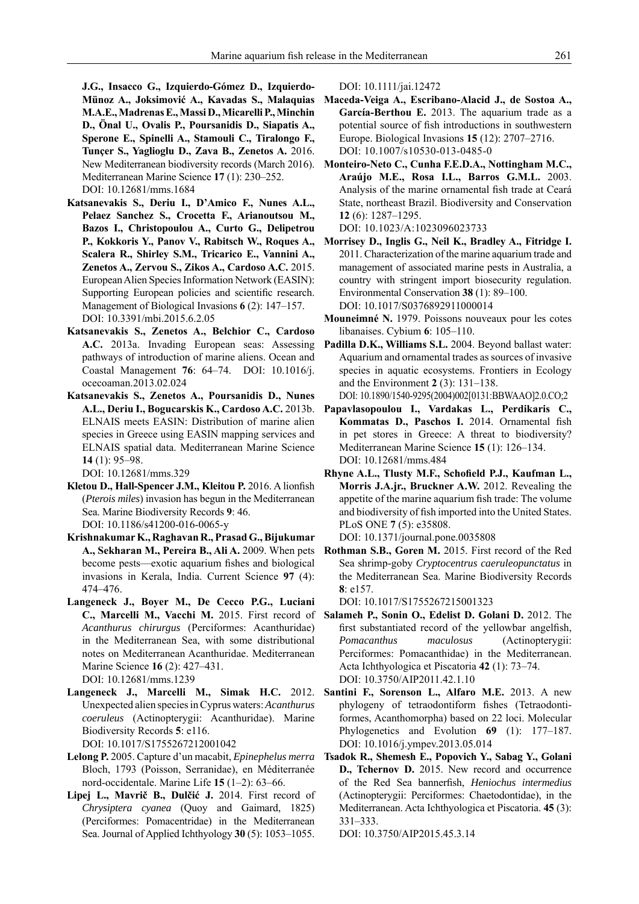J.G., Insacco G., Izquierdo-Gómez D., Izquierdo-Münoz A., Joksimović A., Kavadas S., Malaquias M.A.E., Madrenas E., Massi D., Micarelli P., Minchin D., Önal U., Ovalis P., Poursanidis D., Siapatis A., Sperone E., Spinelli A., Stamouli C., Tiralongo F., Tunçer S., Yaglioglu D., Zava B., Zenetos A.** 2016. New Mediterranean biodiversity records (March 2016). Mediterranean Marine Science **17** (1): 230–252. DOI: 10.12681/mms.1684

**Katsanevakis S., Deriu I., D'Amico F., Nunes A.L., Pelaez Sanchez S., Crocetta F., Arianoutsou M., Bazos I., Christopoulou A., Curto G., Delipetrou P., Kokkoris Y., Panov V., Rabitsch W., Roques A., Scalera R., Shirley S.M., Tricarico E., Vannini A., Zenetos A., Zervou S., Zikos A., Cardoso A.C.** 2015. European Alien Species Information Network (EASIN): Supporting European policies and scientific research. Management of Biological Invasions **6** (2): 147–157. DOI: 10.3391/mbi.2015.6.2.05

**Katsanevakis S., Zenetos A., Belchior C., Cardoso A.C.** 2013a. Invading European seas: Assessing pathways of introduction of marine aliens. Ocean and Coastal Management **76**: 64–74. DOI: 10.1016/j.ocecoaman.2013.02.024

**Katsanevakis S., Zenetos A., Poursanidis D., Nunes A.L., Deriu I., Bogucarskis K., Cardoso A.C.** 2013b. ELNAIS meets EASIN: Distribution of marine alien species in Greece using EASIN mapping services and ELNAIS spatial data. Mediterranean Marine Science **14** (1): 95–98. DOI: 10.12681/mms.329

**Kletou D., Hall-Spencer J.M., Kleitou P.** 2016. A lionfish (*Pterois miles*) invasion has begun in the Mediterranean Sea. Marine Biodiversity Records **9**: 46. DOI: 10.1186/s41200-016-0065-y

**Krishnakumar K., Raghavan R., Prasad G., Bijukumar A., Sekharan M., Pereira B., Ali A.** 2009. When pets become pests—exotic aquarium fishes and biological invasions in Kerala, India. Current Science **97** (4): 474–476.

**Langeneck J., Boyer M., De Cecco P.G., Luciani C., Marcelli M., Vacchi M.** 2015. First record of *Acanthurus chirurgus* (Perciformes: Acanthuridae) in the Mediterranean Sea, with some distributional notes on Mediterranean Acanthuridae. Mediterranean Marine Science **16** (2): 427–431. DOI: 10.12681/mms.1239

**Langeneck J., Marcelli M., Simak H.C.** 2012. Unexpected alien species in Cyprus waters: *Acanthurus coeruleus* (Actinopterygii: Acanthuridae). Marine Biodiversity Records **5**: e116. DOI: 10.1017/S1755267212001042

**Lelong P.** 2005. Capture d'un macabit, *Epinephelus merra* Bloch, 1793 (Poisson, Serranidae), en Méditerranée nord-occidentale. Marine Life **15** (1–2): 63–66.

**Lipej L., Mavrič B., Dulčić J.** 2014. First record of *Chrysiptera cyanea* (Quoy and Gaimard, 1825) (Perciformes: Pomacentridae) in the Mediterranean Sea. Journal of Applied Ichthyology **30** (5): 1053–1055. DOI: 10.1111/jai.12472

**Maceda-Veiga A., Escribano-Alacid J., de Sostoa A., García-Berthou E.** 2013. The aquarium trade as a potential source of fish introductions in southwestern Europe. Biological Invasions **15** (12): 2707–2716. DOI: 10.1007/s10530-013-0485-0

**Monteiro-Neto C., Cunha F.E.D.A., Nottingham M.C., Araújo M.E., Rosa I.L., Barros G.M.L.** 2003. Analysis of the marine ornamental fish trade at Ceará State, northeast Brazil. Biodiversity and Conservation **12** (6): 1287–1295. DOI: 10.1023/A:1023096023733

**Morrisey D., Inglis G., Neil K., Bradley A., Fitridge I.** 2011. Characterization of the marine aquarium trade and management of associated marine pests in Australia, a country with stringent import biosecurity regulation. Environmental Conservation **38** (1): 89–100. DOI: 10.1017/S0376892911000014

**Mouneimné N.** 1979. Poissons nouveaux pour les cotes libanaises. Cybium **6**: 105–110.

**Padilla D.K., Williams S.L.** 2004. Beyond ballast water: Aquarium and ornamental trades as sources of invasive species in aquatic ecosystems. Frontiers in Ecology and the Environment **2** (3): 131–138. DOI: 10.1890/1540-9295(2004)002[0131:BBWAAO]2.0.CO;2

**Papavlasopoulou I., Vardakas L., Perdikaris C., Kommatas D., Paschos I.** 2014. Ornamental fish in pet stores in Greece: A threat to biodiversity? Mediterranean Marine Science **15** (1): 126–134. DOI: 10.12681/mms.484

**Rhyne A.L., Tlusty M.F., Schofield P.J., Kaufman L., Morris J.A.jr., Bruckner A.W.** 2012. Revealing the appetite of the marine aquarium fish trade: The volume and biodiversity of fish imported into the United States. PLoS ONE **7** (5): e35808. DOI: 10.1371/journal.pone.0035808

**Rothman S.B., Goren M.** 2015. First record of the Red Sea shrimp-goby *Cryptocentrus caeruleopunctatus* in the Mediterranean Sea. Marine Biodiversity Records **8**: e157. DOI: 10.1017/S1755267215001323

**Salameh P., Sonin O., Edelist D. Golani D.** 2012. The first substantiated record of the yellowbar angelfish, *Pomacanthus maculosus* (Actinopterygii: Perciformes: Pomacanthidae) in the Mediterranean. Acta Ichthyologica et Piscatoria **42** (1): 73–74. DOI: 10.3750/AIP2011.42.1.10

**Santini F., Sorenson L., Alfaro M.E.** 2013. A new phylogeny of tetraodontiform fishes (Tetraodontiformes, Acanthomorpha) based on 22 loci. Molecular Phylogenetics and Evolution **69** (1): 177–187. DOI: 10.1016/j.ympev.2013.05.014

**Tsadok R., Shemesh E., Popovich Y., Sabag Y., Golani D., Tchernov D.** 2015. New record and occurrence of the Red Sea bannerfish, *Heniochus intermedius* (Actinopterygii: Perciformes: Chaetodontidae), in the Mediterranean. Acta Ichthyologica et Piscatoria. **45** (3): 331–333. DOI: 10.3750/AIP2015.45.3.14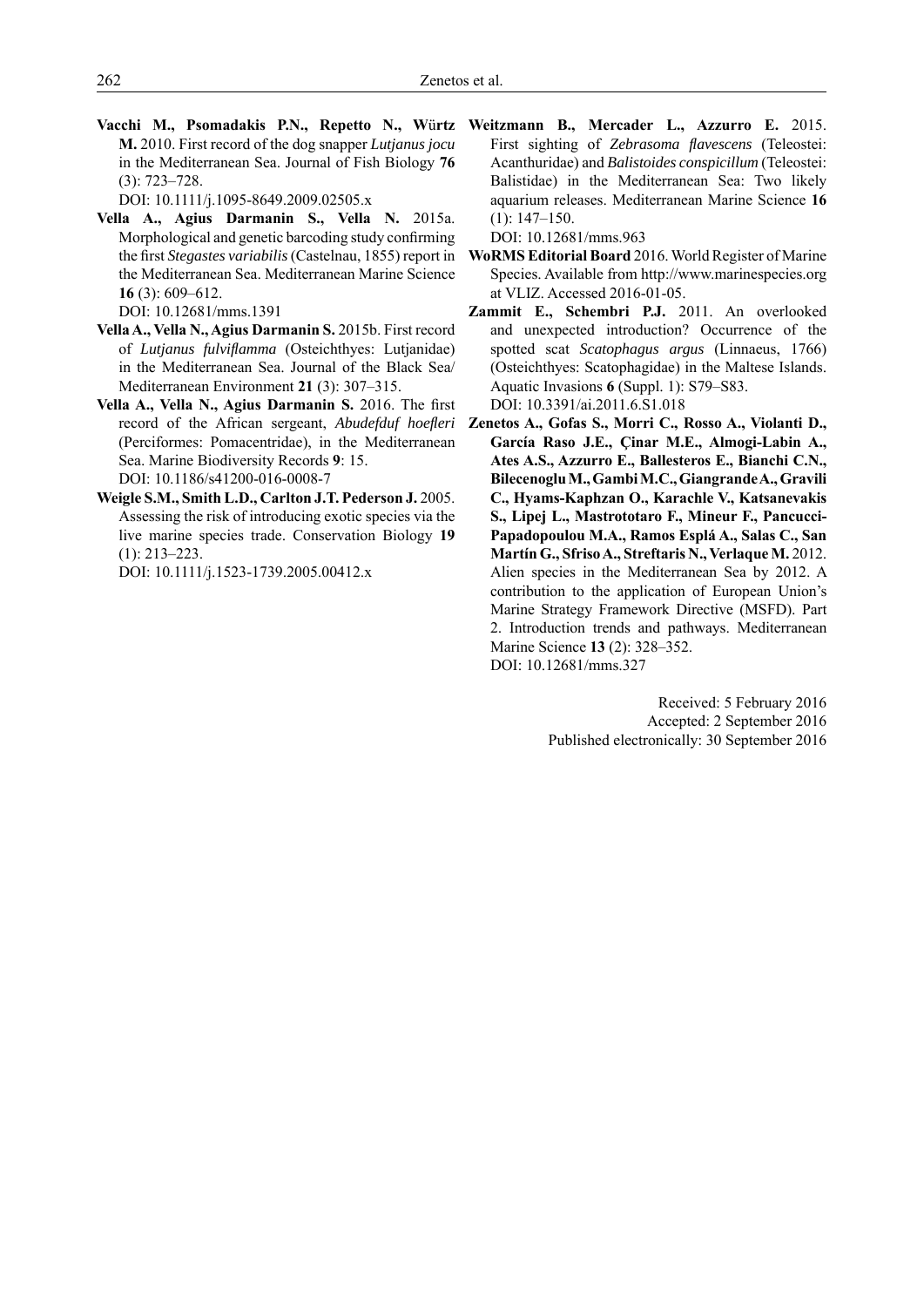**Vacchi M., Psomadakis P.N., Repetto N., Würtz M.** 2010. First record of the dog snapper *Lutjanus jocu* in the Mediterranean Sea. Journal of Fish Biology **76** (3): 723–728.
DOI: 10.1111/j.1095-8649.2009.02505.x

**Vella A., Agius Darmanin S., Vella N.** 2015a. Morphological and genetic barcoding study confirming the first *Stegastes variabilis* (Castelnau, 1855) report in the Mediterranean Sea. Mediterranean Marine Science **16** (3): 609–612.
DOI: 10.12681/mms.1391

**Vella A., Vella N., Agius Darmanin S.** 2015b. First record of *Lutjanus fulviflamma* (Osteichthyes: Lutjanidae) in the Mediterranean Sea. Journal of the Black Sea/ Mediterranean Environment **21** (3): 307–315.

**Vella A., Vella N., Agius Darmanin S.** 2016. The first record of the African sergeant, *Abudefduf hoefleri* (Perciformes: Pomacentridae), in the Mediterranean Sea. Marine Biodiversity Records **9**: 15.
DOI: 10.1186/s41200-016-0008-7

**Weigle S.M., Smith L.D., Carlton J.T. Pederson J.** 2005. Assessing the risk of introducing exotic species via the live marine species trade. Conservation Biology **19** (1): 213–223.
DOI: 10.1111/j.1523-1739.2005.00412.x

**Weitzmann B., Mercader L., Azzurro E.** 2015. First sighting of *Zebrasoma flavescens* (Teleostei: Acanthuridae) and *Balistoides conspicillum* (Teleostei: Balistidae) in the Mediterranean Sea: Two likely aquarium releases. Mediterranean Marine Science **16** (1): 147–150.
DOI: 10.12681/mms.963

**WoRMS Editorial Board** 2016. World Register of Marine Species. Available from http://www.marinespecies.org at VLIZ. Accessed 2016-01-05.

**Zammit E., Schembri P.J.** 2011. An overlooked and unexpected introduction? Occurrence of the spotted scat *Scatophagus argus* (Linnaeus, 1766) (Osteichthyes: Scatophagidae) in the Maltese Islands. Aquatic Invasions **6** (Suppl. 1): S79–S83.
DOI: 10.3391/ai.2011.6.S1.018

**Zenetos A., Gofas S., Morri C., Rosso A., Violanti D., García Raso J.E., Çinar M.E., Almogi-Labin A., Ates A.S., Azzurro E., Ballesteros E., Bianchi C.N., Bilecenoglu M., Gambi M.C., Giangrande A., Gravili C., Hyams-Kaphzan O., Karachle V., Katsanevakis S., Lipej L., Mastrototaro F., Mineur F., Pancucci-Papadopoulou M.A., Ramos Esplá A., Salas C., San Martín G., Sfriso A., Streftaris N., Verlaque M.** 2012. Alien species in the Mediterranean Sea by 2012. A contribution to the application of European Union's Marine Strategy Framework Directive (MSFD). Part 2. Introduction trends and pathways. Mediterranean Marine Science **13** (2): 328–352.
DOI: 10.12681/mms.327

Received: 5 February 2016
Accepted: 2 September 2016
Published electronically: 30 September 2016